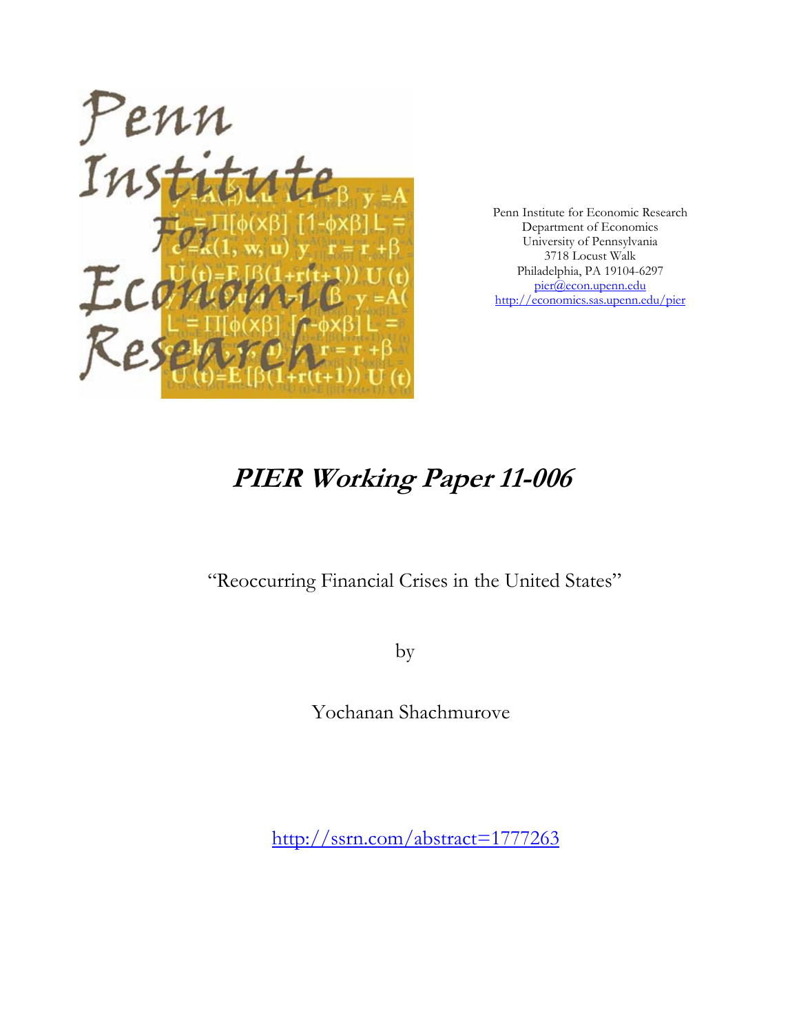Penn Institute for Economic Research
Department of Economics
University of Pennsylvania
3718 Locust Walk
Philadelphia, PA 19104-6297
pier@econ.upenn.edu
http://economics.sas.upenn.edu/pier

# *PIER Working Paper 11-006*

"Reoccurring Financial Crises in the United States"

by

Yochanan Shachmurove

http://ssrn.com/abstract=1777263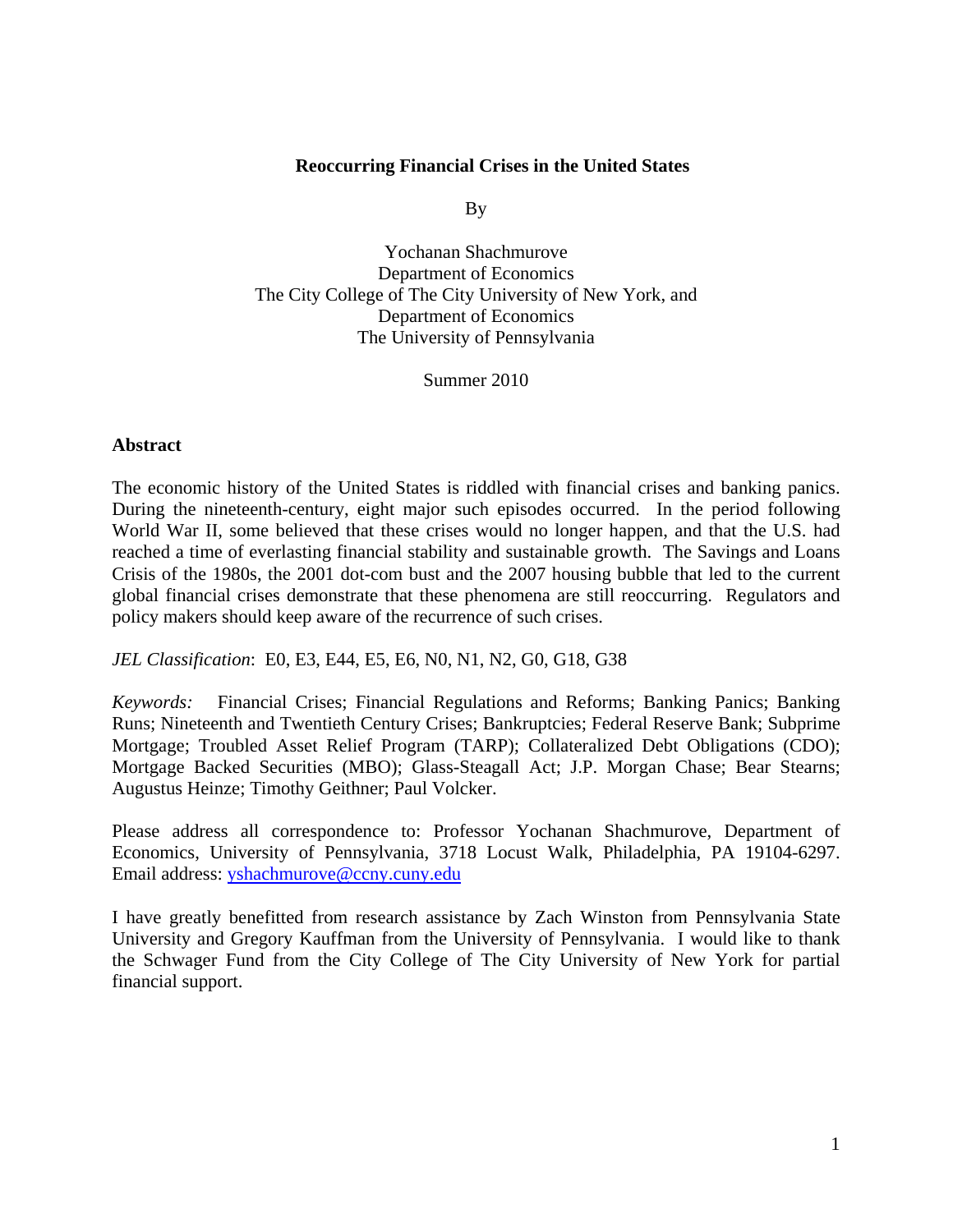**Reoccurring Financial Crises in the United States**

By

Yochanan Shachmurove
Department of Economics
The City College of The City University of New York, and
Department of Economics
The University of Pennsylvania

Summer 2010

**Abstract**

The economic history of the United States is riddled with financial crises and banking panics. During the nineteenth-century, eight major such episodes occurred. In the period following World War II, some believed that these crises would no longer happen, and that the U.S. had reached a time of everlasting financial stability and sustainable growth. The Savings and Loans Crisis of the 1980s, the 2001 dot-com bust and the 2007 housing bubble that led to the current global financial crises demonstrate that these phenomena are still reoccurring. Regulators and policy makers should keep aware of the recurrence of such crises.

*JEL Classification*: E0, E3, E44, E5, E6, N0, N1, N2, G0, G18, G38

*Keywords:* Financial Crises; Financial Regulations and Reforms; Banking Panics; Banking Runs; Nineteenth and Twentieth Century Crises; Bankruptcies; Federal Reserve Bank; Subprime Mortgage; Troubled Asset Relief Program (TARP); Collateralized Debt Obligations (CDO); Mortgage Backed Securities (MBO); Glass-Steagall Act; J.P. Morgan Chase; Bear Stearns; Augustus Heinze; Timothy Geithner; Paul Volcker.

Please address all correspondence to: Professor Yochanan Shachmurove, Department of Economics, University of Pennsylvania, 3718 Locust Walk, Philadelphia, PA 19104-6297. Email address: yshachmurove@ccny.cuny.edu

I have greatly benefitted from research assistance by Zach Winston from Pennsylvania State University and Gregory Kauffman from the University of Pennsylvania. I would like to thank the Schwager Fund from the City College of The City University of New York for partial financial support.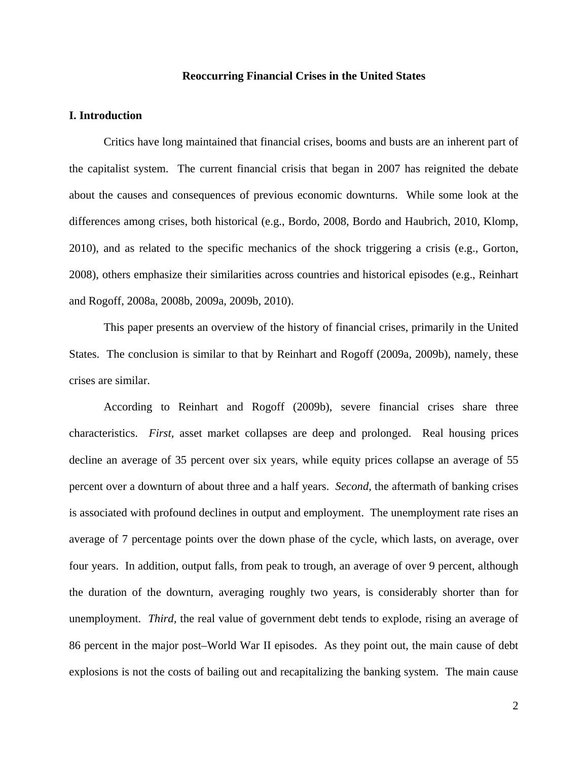**Reoccurring Financial Crises in the United States**

## I. Introduction

Critics have long maintained that financial crises, booms and busts are an inherent part of the capitalist system. The current financial crisis that began in 2007 has reignited the debate about the causes and consequences of previous economic downturns. While some look at the differences among crises, both historical (e.g., Bordo, 2008, Bordo and Haubrich, 2010, Klomp, 2010), and as related to the specific mechanics of the shock triggering a crisis (e.g., Gorton, 2008), others emphasize their similarities across countries and historical episodes (e.g., Reinhart and Rogoff, 2008a, 2008b, 2009a, 2009b, 2010).

This paper presents an overview of the history of financial crises, primarily in the United States. The conclusion is similar to that by Reinhart and Rogoff (2009a, 2009b), namely, these crises are similar.

According to Reinhart and Rogoff (2009b), severe financial crises share three characteristics. *First*, asset market collapses are deep and prolonged. Real housing prices decline an average of 35 percent over six years, while equity prices collapse an average of 55 percent over a downturn of about three and a half years. *Second*, the aftermath of banking crises is associated with profound declines in output and employment. The unemployment rate rises an average of 7 percentage points over the down phase of the cycle, which lasts, on average, over four years. In addition, output falls, from peak to trough, an average of over 9 percent, although the duration of the downturn, averaging roughly two years, is considerably shorter than for unemployment. *Third*, the real value of government debt tends to explode, rising an average of 86 percent in the major post–World War II episodes. As they point out, the main cause of debt explosions is not the costs of bailing out and recapitalizing the banking system. The main cause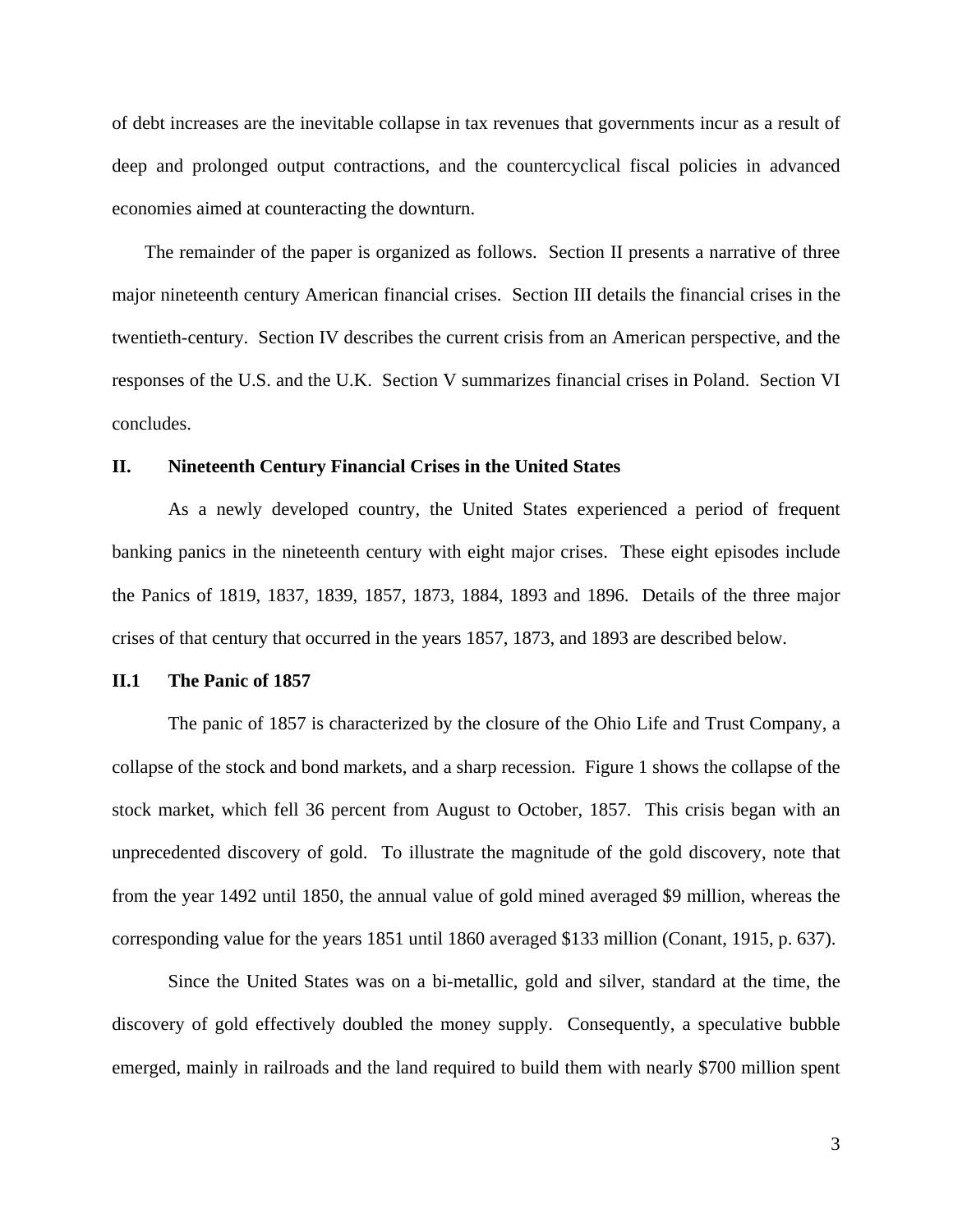of debt increases are the inevitable collapse in tax revenues that governments incur as a result of deep and prolonged output contractions, and the countercyclical fiscal policies in advanced economies aimed at counteracting the downturn.

The remainder of the paper is organized as follows. Section II presents a narrative of three major nineteenth century American financial crises. Section III details the financial crises in the twentieth-century. Section IV describes the current crisis from an American perspective, and the responses of the U.S. and the U.K. Section V summarizes financial crises in Poland. Section VI concludes.

## II. Nineteenth Century Financial Crises in the United States

As a newly developed country, the United States experienced a period of frequent banking panics in the nineteenth century with eight major crises. These eight episodes include the Panics of 1819, 1837, 1839, 1857, 1873, 1884, 1893 and 1896. Details of the three major crises of that century that occurred in the years 1857, 1873, and 1893 are described below.

### II.1 The Panic of 1857

The panic of 1857 is characterized by the closure of the Ohio Life and Trust Company, a collapse of the stock and bond markets, and a sharp recession. Figure 1 shows the collapse of the stock market, which fell 36 percent from August to October, 1857. This crisis began with an unprecedented discovery of gold. To illustrate the magnitude of the gold discovery, note that from the year 1492 until 1850, the annual value of gold mined averaged $9 million, whereas the corresponding value for the years 1851 until 1860 averaged $133 million (Conant, 1915, p. 637).

Since the United States was on a bi-metallic, gold and silver, standard at the time, the discovery of gold effectively doubled the money supply. Consequently, a speculative bubble emerged, mainly in railroads and the land required to build them with nearly $700 million spent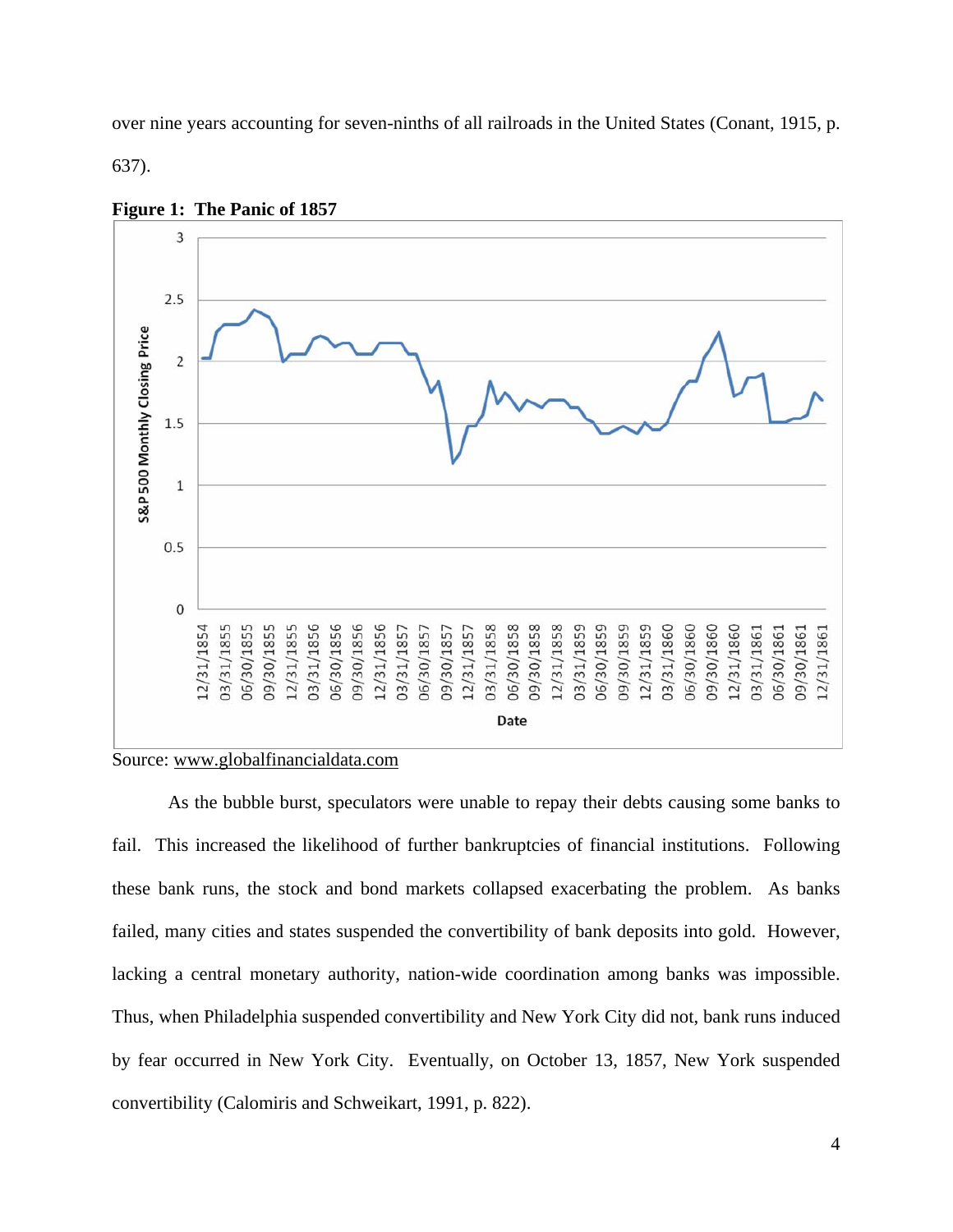over nine years accounting for seven-ninths of all railroads in the United States (Conant, 1915, p. 637).

**Figure 1: The Panic of 1857**

Source: www.globalfinancialdata.com

As the bubble burst, speculators were unable to repay their debts causing some banks to fail. This increased the likelihood of further bankruptcies of financial institutions. Following these bank runs, the stock and bond markets collapsed exacerbating the problem. As banks failed, many cities and states suspended the convertibility of bank deposits into gold. However, lacking a central monetary authority, nation-wide coordination among banks was impossible. Thus, when Philadelphia suspended convertibility and New York City did not, bank runs induced by fear occurred in New York City. Eventually, on October 13, 1857, New York suspended convertibility (Calomiris and Schweikart, 1991, p. 822).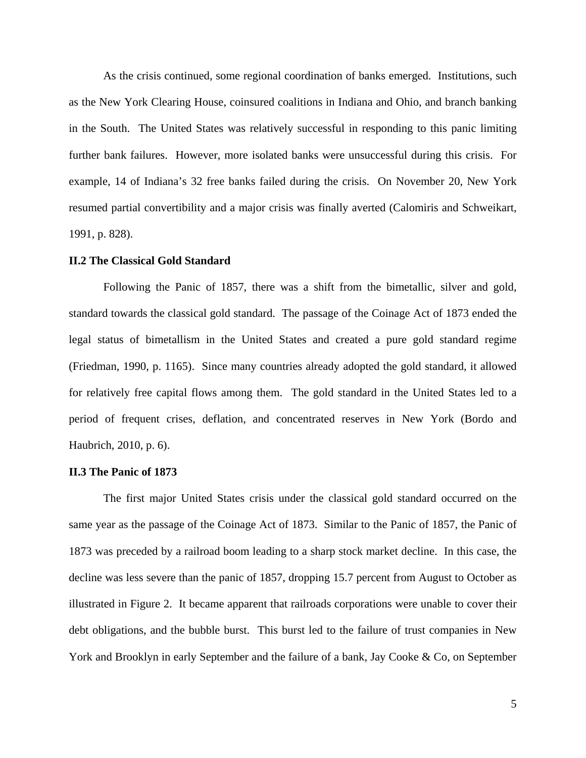As the crisis continued, some regional coordination of banks emerged. Institutions, such as the New York Clearing House, coinsured coalitions in Indiana and Ohio, and branch banking in the South. The United States was relatively successful in responding to this panic limiting further bank failures. However, more isolated banks were unsuccessful during this crisis. For example, 14 of Indiana's 32 free banks failed during the crisis. On November 20, New York resumed partial convertibility and a major crisis was finally averted (Calomiris and Schweikart, 1991, p. 828).

### II.2 The Classical Gold Standard

Following the Panic of 1857, there was a shift from the bimetallic, silver and gold, standard towards the classical gold standard. The passage of the Coinage Act of 1873 ended the legal status of bimetallism in the United States and created a pure gold standard regime (Friedman, 1990, p. 1165). Since many countries already adopted the gold standard, it allowed for relatively free capital flows among them. The gold standard in the United States led to a period of frequent crises, deflation, and concentrated reserves in New York (Bordo and Haubrich, 2010, p. 6).

### II.3 The Panic of 1873

The first major United States crisis under the classical gold standard occurred on the same year as the passage of the Coinage Act of 1873. Similar to the Panic of 1857, the Panic of 1873 was preceded by a railroad boom leading to a sharp stock market decline. In this case, the decline was less severe than the panic of 1857, dropping 15.7 percent from August to October as illustrated in Figure 2. It became apparent that railroads corporations were unable to cover their debt obligations, and the bubble burst. This burst led to the failure of trust companies in New York and Brooklyn in early September and the failure of a bank, Jay Cooke & Co, on September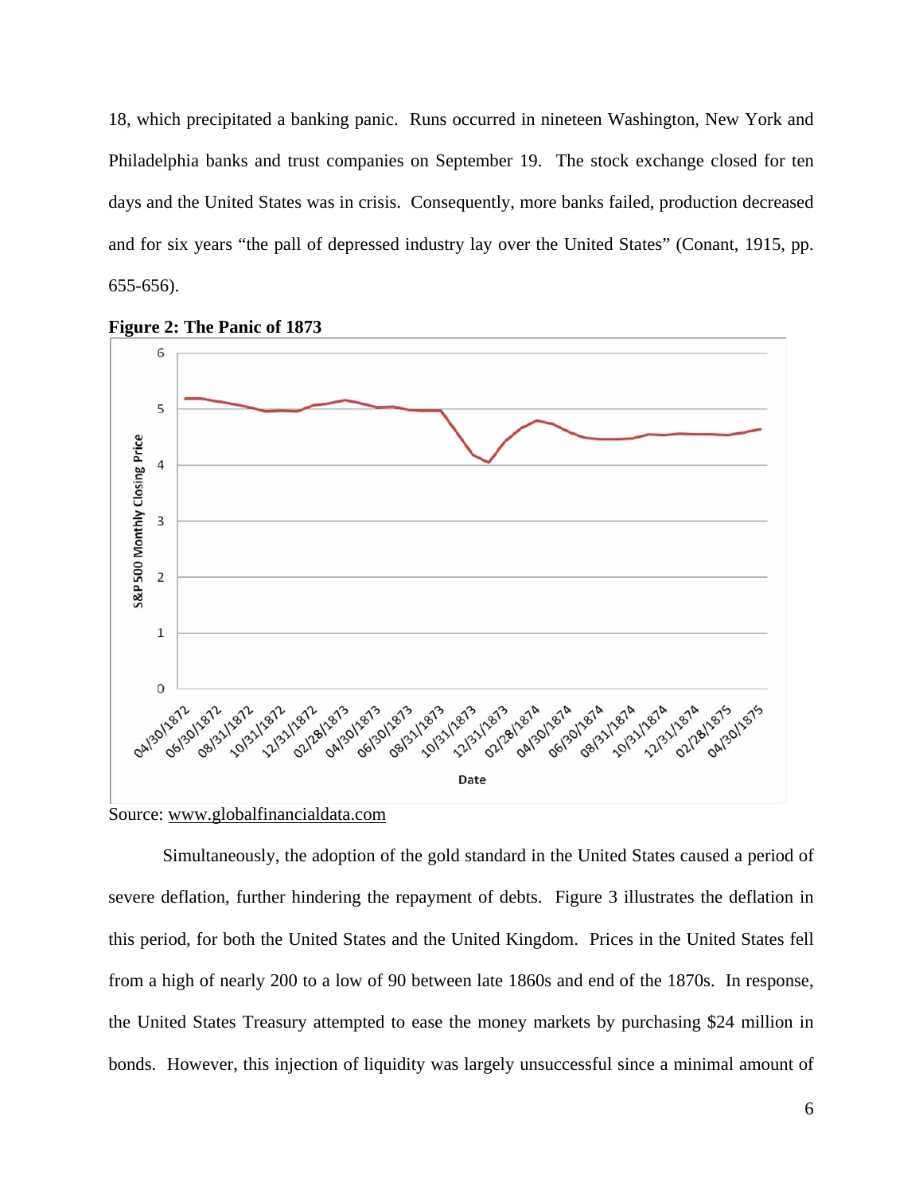18, which precipitated a banking panic. Runs occurred in nineteen Washington, New York and Philadelphia banks and trust companies on September 19. The stock exchange closed for ten days and the United States was in crisis. Consequently, more banks failed, production decreased and for six years "the pall of depressed industry lay over the United States" (Conant, 1915, pp. 655-656).

**Figure 2: The Panic of 1873**

Source: www.globalfinancialdata.com

Simultaneously, the adoption of the gold standard in the United States caused a period of severe deflation, further hindering the repayment of debts. Figure 3 illustrates the deflation in this period, for both the United States and the United Kingdom. Prices in the United States fell from a high of nearly 200 to a low of 90 between late 1860s and end of the 1870s. In response, the United States Treasury attempted to ease the money markets by purchasing $24 million in bonds. However, this injection of liquidity was largely unsuccessful since a minimal amount of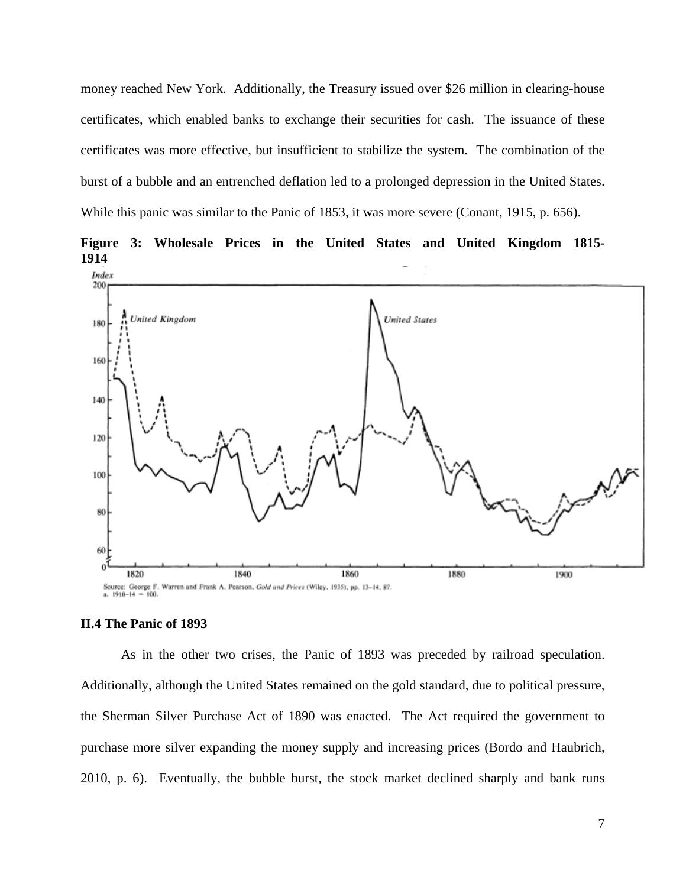money reached New York. Additionally, the Treasury issued over $26 million in clearing-house certificates, which enabled banks to exchange their securities for cash. The issuance of these certificates was more effective, but insufficient to stabilize the system. The combination of the burst of a bubble and an entrenched deflation led to a prolonged depression in the United States. While this panic was similar to the Panic of 1853, it was more severe (Conant, 1915, p. 656).

**Figure 3: Wholesale Prices in the United States and United Kingdom 1815-1914**

Source: George F. Warren and Frank A. Pearson, *Gold and Prices* (Wiley, 1935), pp. 13–14, 87.
a. 1910–14 = 100.

### II.4 The Panic of 1893

As in the other two crises, the Panic of 1893 was preceded by railroad speculation. Additionally, although the United States remained on the gold standard, due to political pressure, the Sherman Silver Purchase Act of 1890 was enacted. The Act required the government to purchase more silver expanding the money supply and increasing prices (Bordo and Haubrich, 2010, p. 6). Eventually, the bubble burst, the stock market declined sharply and bank runs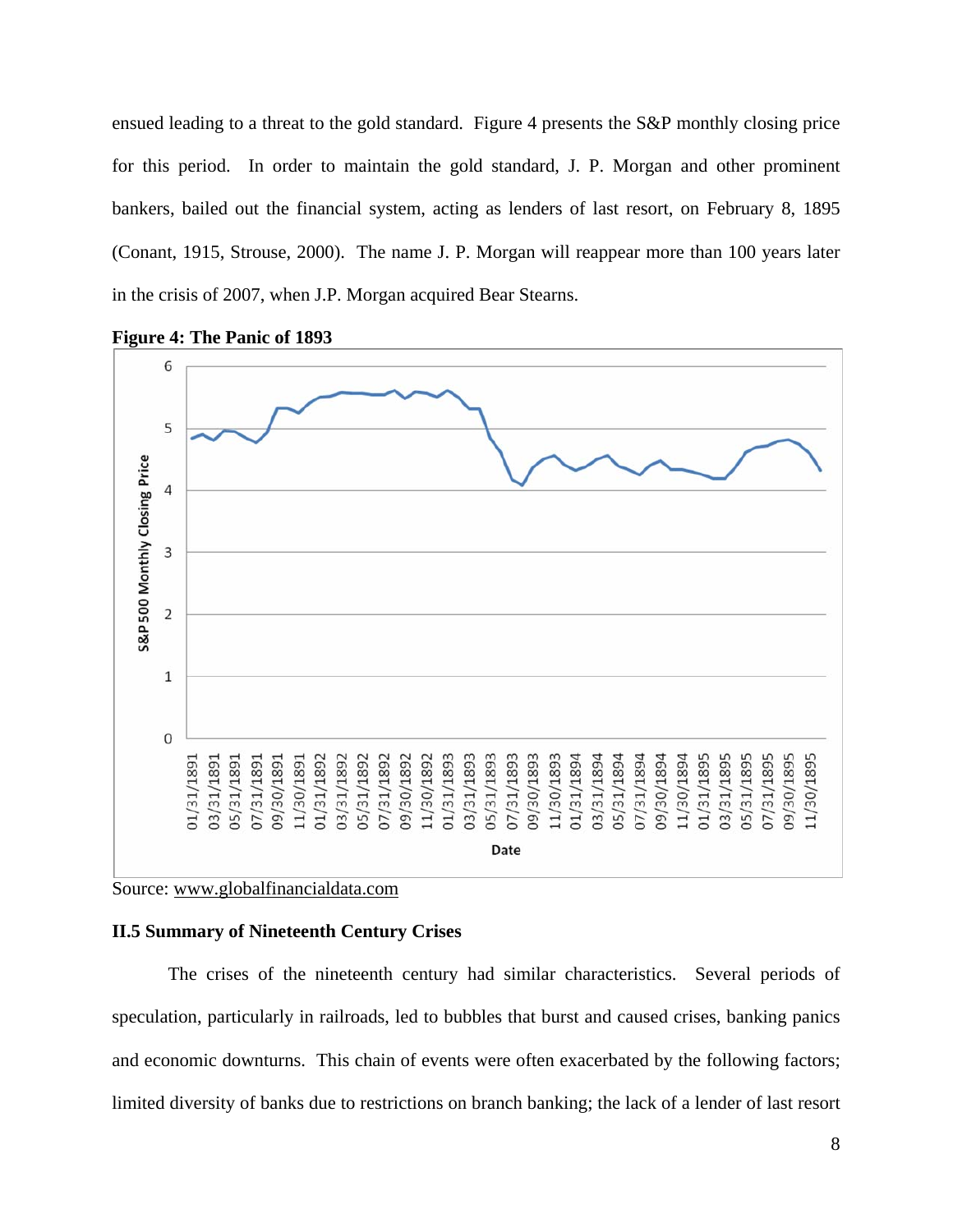ensued leading to a threat to the gold standard. Figure 4 presents the S&P monthly closing price for this period. In order to maintain the gold standard, J. P. Morgan and other prominent bankers, bailed out the financial system, acting as lenders of last resort, on February 8, 1895 (Conant, 1915, Strouse, 2000). The name J. P. Morgan will reappear more than 100 years later in the crisis of 2007, when J.P. Morgan acquired Bear Stearns.

**Figure 4: The Panic of 1893**

Source: www.globalfinancialdata.com

### II.5 Summary of Nineteenth Century Crises

The crises of the nineteenth century had similar characteristics. Several periods of speculation, particularly in railroads, led to bubbles that burst and caused crises, banking panics and economic downturns. This chain of events were often exacerbated by the following factors; limited diversity of banks due to restrictions on branch banking; the lack of a lender of last resort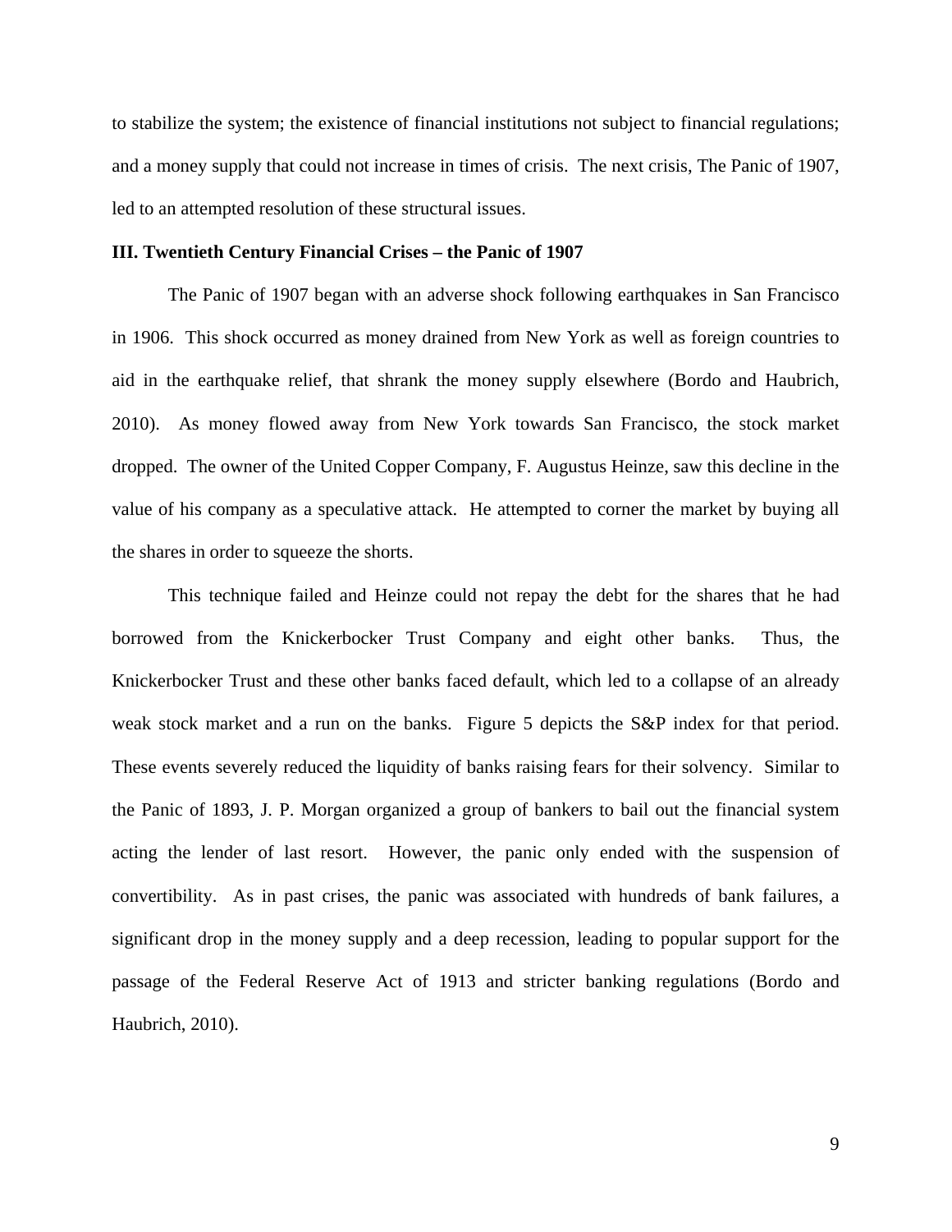to stabilize the system; the existence of financial institutions not subject to financial regulations; and a money supply that could not increase in times of crisis. The next crisis, The Panic of 1907, led to an attempted resolution of these structural issues.

### III. Twentieth Century Financial Crises – the Panic of 1907

The Panic of 1907 began with an adverse shock following earthquakes in San Francisco in 1906. This shock occurred as money drained from New York as well as foreign countries to aid in the earthquake relief, that shrank the money supply elsewhere (Bordo and Haubrich, 2010). As money flowed away from New York towards San Francisco, the stock market dropped. The owner of the United Copper Company, F. Augustus Heinze, saw this decline in the value of his company as a speculative attack. He attempted to corner the market by buying all the shares in order to squeeze the shorts.

This technique failed and Heinze could not repay the debt for the shares that he had borrowed from the Knickerbocker Trust Company and eight other banks. Thus, the Knickerbocker Trust and these other banks faced default, which led to a collapse of an already weak stock market and a run on the banks. Figure 5 depicts the S&P index for that period. These events severely reduced the liquidity of banks raising fears for their solvency. Similar to the Panic of 1893, J. P. Morgan organized a group of bankers to bail out the financial system acting the lender of last resort. However, the panic only ended with the suspension of convertibility. As in past crises, the panic was associated with hundreds of bank failures, a significant drop in the money supply and a deep recession, leading to popular support for the passage of the Federal Reserve Act of 1913 and stricter banking regulations (Bordo and Haubrich, 2010).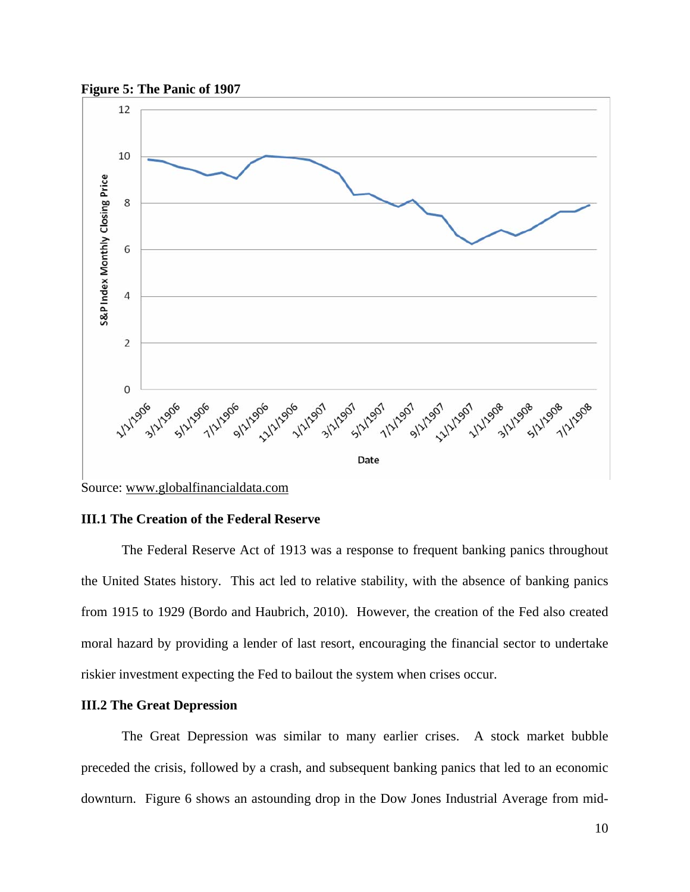**Figure 5: The Panic of 1907**

Source: www.globalfinancialdata.com

### III.1 The Creation of the Federal Reserve

The Federal Reserve Act of 1913 was a response to frequent banking panics throughout the United States history. This act led to relative stability, with the absence of banking panics from 1915 to 1929 (Bordo and Haubrich, 2010). However, the creation of the Fed also created moral hazard by providing a lender of last resort, encouraging the financial sector to undertake riskier investment expecting the Fed to bailout the system when crises occur.

### III.2 The Great Depression

The Great Depression was similar to many earlier crises. A stock market bubble preceded the crisis, followed by a crash, and subsequent banking panics that led to an economic downturn. Figure 6 shows an astounding drop in the Dow Jones Industrial Average from mid-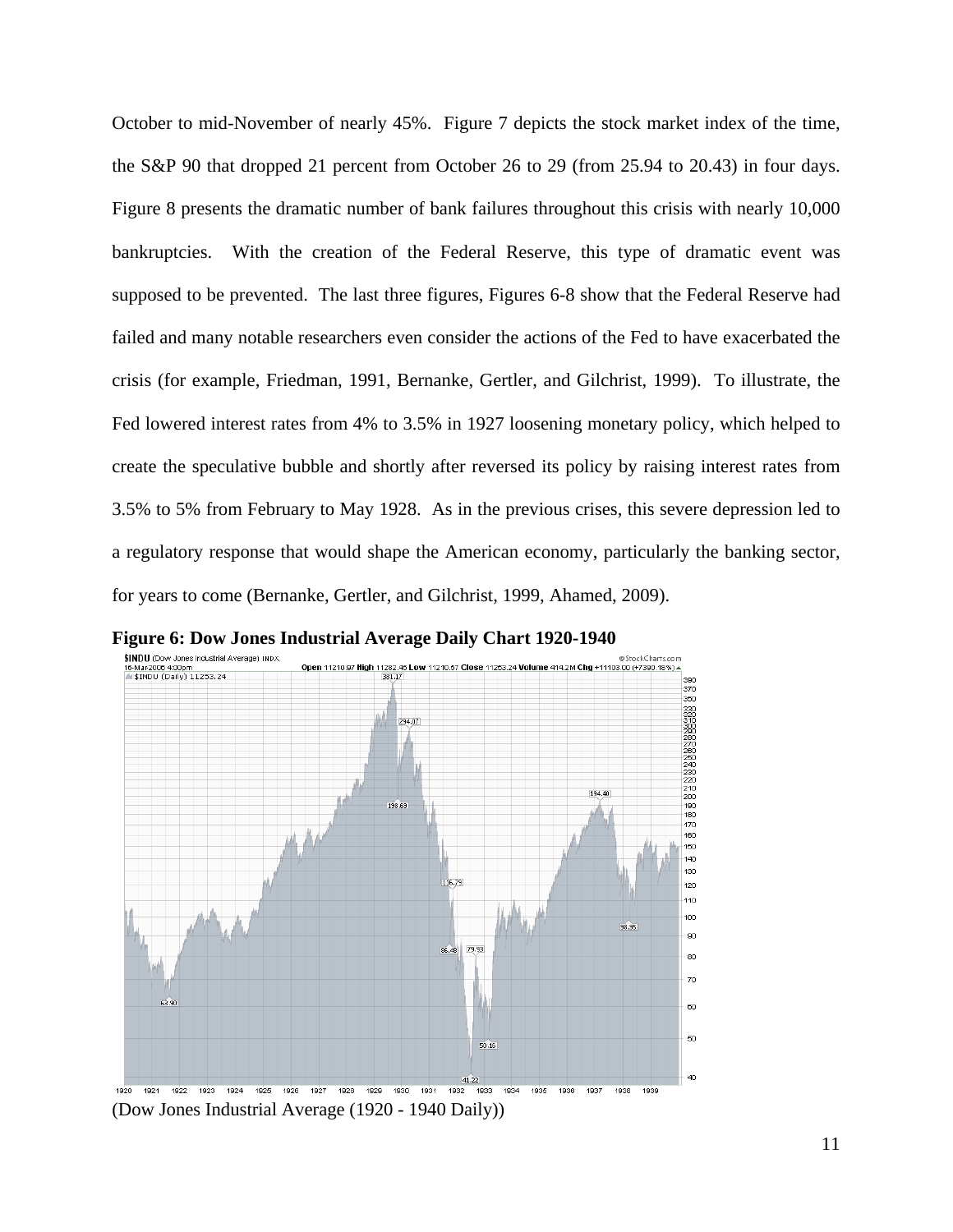October to mid-November of nearly 45%. Figure 7 depicts the stock market index of the time, the S&P 90 that dropped 21 percent from October 26 to 29 (from 25.94 to 20.43) in four days. Figure 8 presents the dramatic number of bank failures throughout this crisis with nearly 10,000 bankruptcies. With the creation of the Federal Reserve, this type of dramatic event was supposed to be prevented. The last three figures, Figures 6-8 show that the Federal Reserve had failed and many notable researchers even consider the actions of the Fed to have exacerbated the crisis (for example, Friedman, 1991, Bernanke, Gertler, and Gilchrist, 1999). To illustrate, the Fed lowered interest rates from 4% to 3.5% in 1927 loosening monetary policy, which helped to create the speculative bubble and shortly after reversed its policy by raising interest rates from 3.5% to 5% from February to May 1928. As in the previous crises, this severe depression led to a regulatory response that would shape the American economy, particularly the banking sector, for years to come (Bernanke, Gertler, and Gilchrist, 1999, Ahamed, 2009).

**Figure 6: Dow Jones Industrial Average Daily Chart 1920-1940**

(Dow Jones Industrial Average (1920 - 1940 Daily))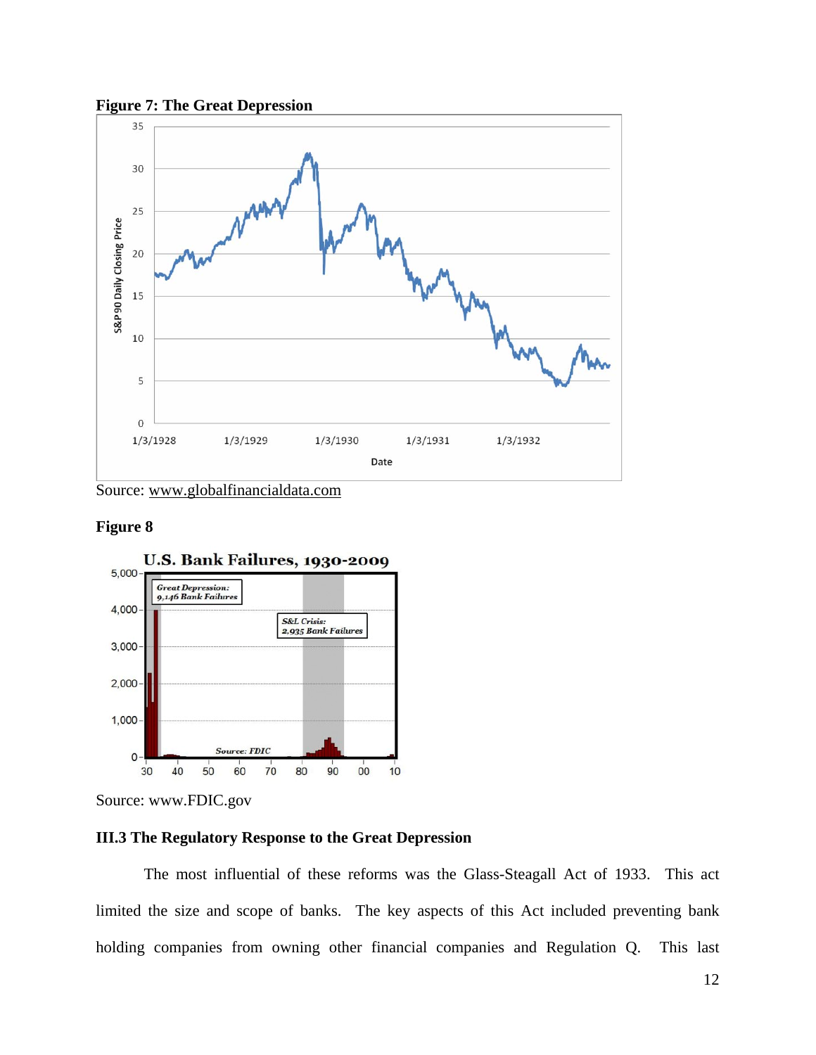**Figure 7: The Great Depression**

Source: www.globalfinancialdata.com

**Figure 8**

Source: www.FDIC.gov

### III.3 The Regulatory Response to the Great Depression

The most influential of these reforms was the Glass-Steagall Act of 1933. This act limited the size and scope of banks. The key aspects of this Act included preventing bank holding companies from owning other financial companies and Regulation Q. This last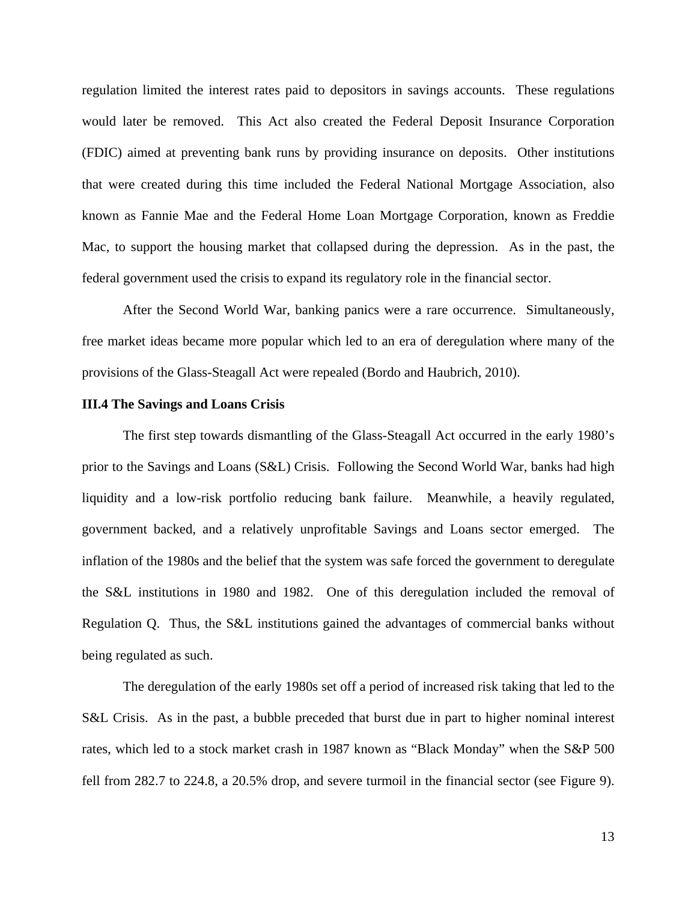regulation limited the interest rates paid to depositors in savings accounts. These regulations would later be removed. This Act also created the Federal Deposit Insurance Corporation (FDIC) aimed at preventing bank runs by providing insurance on deposits. Other institutions that were created during this time included the Federal National Mortgage Association, also known as Fannie Mae and the Federal Home Loan Mortgage Corporation, known as Freddie Mac, to support the housing market that collapsed during the depression. As in the past, the federal government used the crisis to expand its regulatory role in the financial sector.

After the Second World War, banking panics were a rare occurrence. Simultaneously, free market ideas became more popular which led to an era of deregulation where many of the provisions of the Glass-Steagall Act were repealed (Bordo and Haubrich, 2010).

**III.4 The Savings and Loans Crisis**

The first step towards dismantling of the Glass-Steagall Act occurred in the early 1980's prior to the Savings and Loans (S&L) Crisis. Following the Second World War, banks had high liquidity and a low-risk portfolio reducing bank failure. Meanwhile, a heavily regulated, government backed, and a relatively unprofitable Savings and Loans sector emerged. The inflation of the 1980s and the belief that the system was safe forced the government to deregulate the S&L institutions in 1980 and 1982. One of this deregulation included the removal of Regulation Q. Thus, the S&L institutions gained the advantages of commercial banks without being regulated as such.

The deregulation of the early 1980s set off a period of increased risk taking that led to the S&L Crisis. As in the past, a bubble preceded that burst due in part to higher nominal interest rates, which led to a stock market crash in 1987 known as "Black Monday" when the S&P 500 fell from 282.7 to 224.8, a 20.5% drop, and severe turmoil in the financial sector (see Figure 9).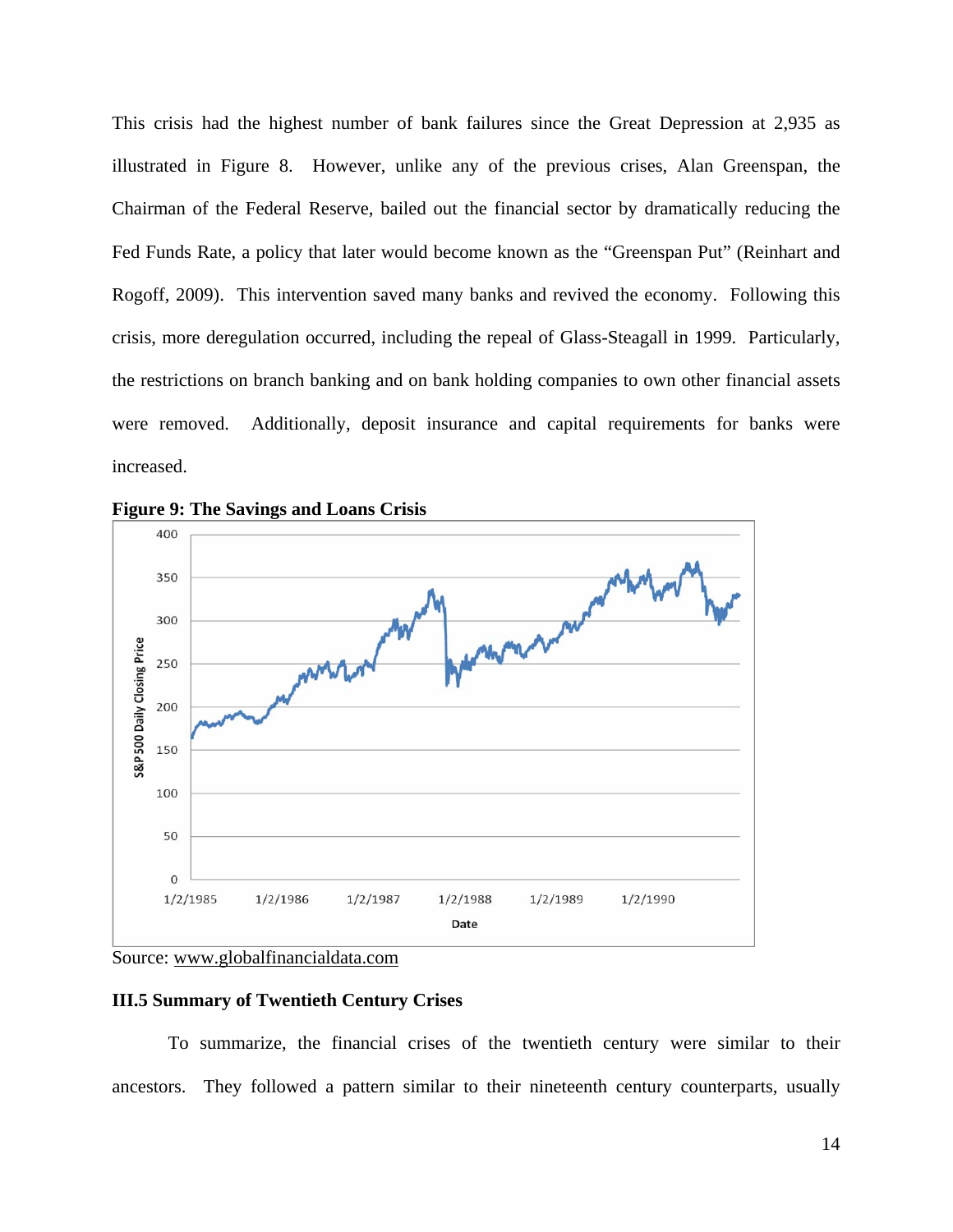This crisis had the highest number of bank failures since the Great Depression at 2,935 as illustrated in Figure 8. However, unlike any of the previous crises, Alan Greenspan, the Chairman of the Federal Reserve, bailed out the financial sector by dramatically reducing the Fed Funds Rate, a policy that later would become known as the "Greenspan Put" (Reinhart and Rogoff, 2009). This intervention saved many banks and revived the economy. Following this crisis, more deregulation occurred, including the repeal of Glass-Steagall in 1999. Particularly, the restrictions on branch banking and on bank holding companies to own other financial assets were removed. Additionally, deposit insurance and capital requirements for banks were increased.

**Figure 9: The Savings and Loans Crisis**

Source: www.globalfinancialdata.com

### III.5 Summary of Twentieth Century Crises

To summarize, the financial crises of the twentieth century were similar to their ancestors. They followed a pattern similar to their nineteenth century counterparts, usually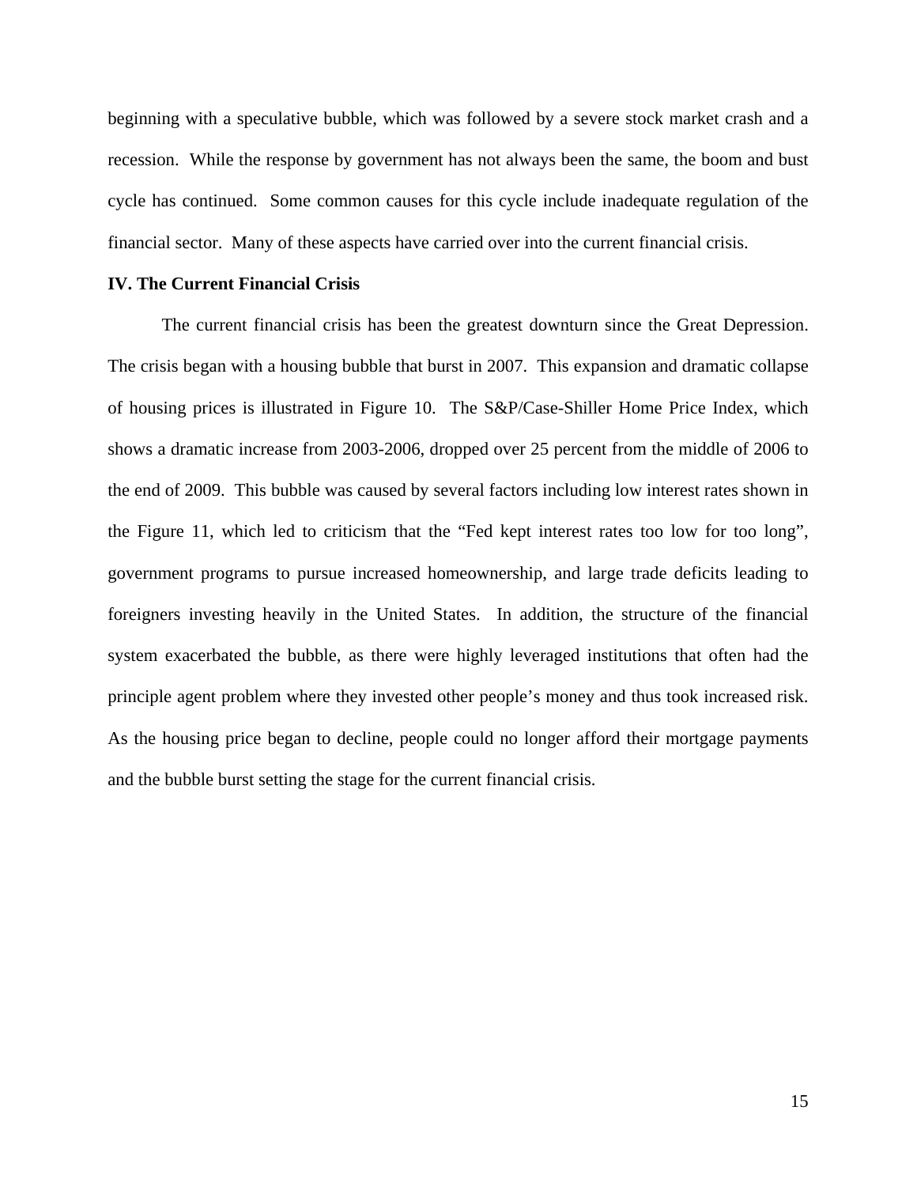beginning with a speculative bubble, which was followed by a severe stock market crash and a recession. While the response by government has not always been the same, the boom and bust cycle has continued. Some common causes for this cycle include inadequate regulation of the financial sector. Many of these aspects have carried over into the current financial crisis.

## IV. The Current Financial Crisis

The current financial crisis has been the greatest downturn since the Great Depression. The crisis began with a housing bubble that burst in 2007. This expansion and dramatic collapse of housing prices is illustrated in Figure 10. The S&P/Case-Shiller Home Price Index, which shows a dramatic increase from 2003-2006, dropped over 25 percent from the middle of 2006 to the end of 2009. This bubble was caused by several factors including low interest rates shown in the Figure 11, which led to criticism that the "Fed kept interest rates too low for too long", government programs to pursue increased homeownership, and large trade deficits leading to foreigners investing heavily in the United States. In addition, the structure of the financial system exacerbated the bubble, as there were highly leveraged institutions that often had the principle agent problem where they invested other people's money and thus took increased risk. As the housing price began to decline, people could no longer afford their mortgage payments and the bubble burst setting the stage for the current financial crisis.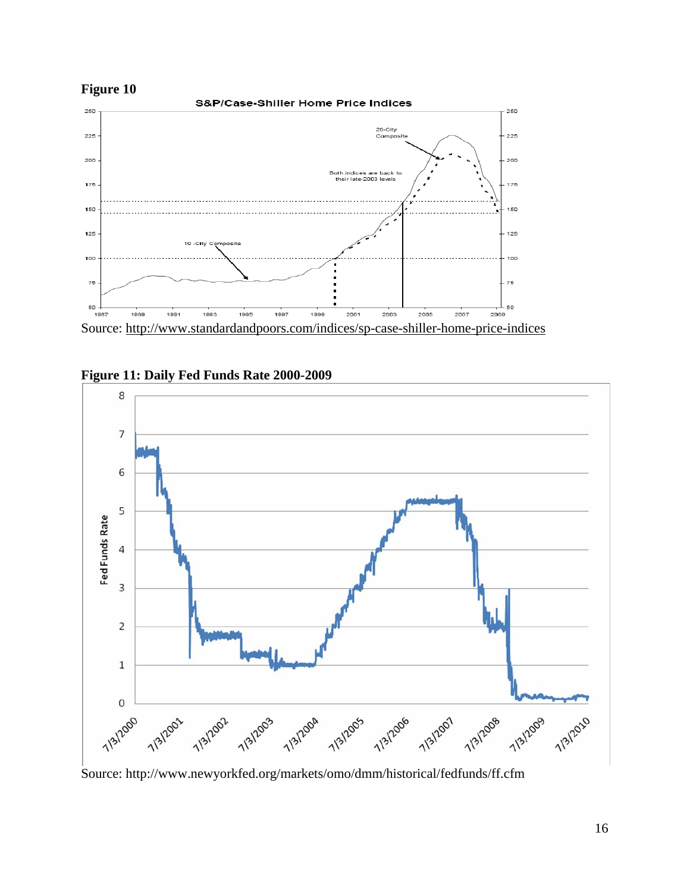**Figure 10**

Source: http://www.standardandpoors.com/indices/sp-case-shiller-home-price-indices

**Figure 11: Daily Fed Funds Rate 2000-2009**

Source: http://www.newyorkfed.org/markets/omo/dmm/historical/fedfunds/ff.cfm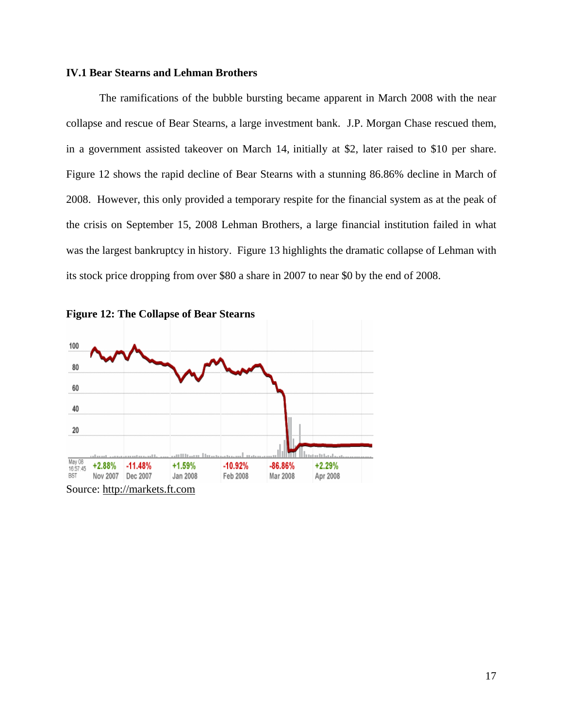### IV.1 Bear Stearns and Lehman Brothers

The ramifications of the bubble bursting became apparent in March 2008 with the near collapse and rescue of Bear Stearns, a large investment bank. J.P. Morgan Chase rescued them, in a government assisted takeover on March 14, initially at $2, later raised to $10 per share. Figure 12 shows the rapid decline of Bear Stearns with a stunning 86.86% decline in March of 2008. However, this only provided a temporary respite for the financial system as at the peak of the crisis on September 15, 2008 Lehman Brothers, a large financial institution failed in what was the largest bankruptcy in history. Figure 13 highlights the dramatic collapse of Lehman with its stock price dropping from over $80 a share in 2007 to near $0 by the end of 2008.

**Figure 12: The Collapse of Bear Stearns**

Source: http://markets.ft.com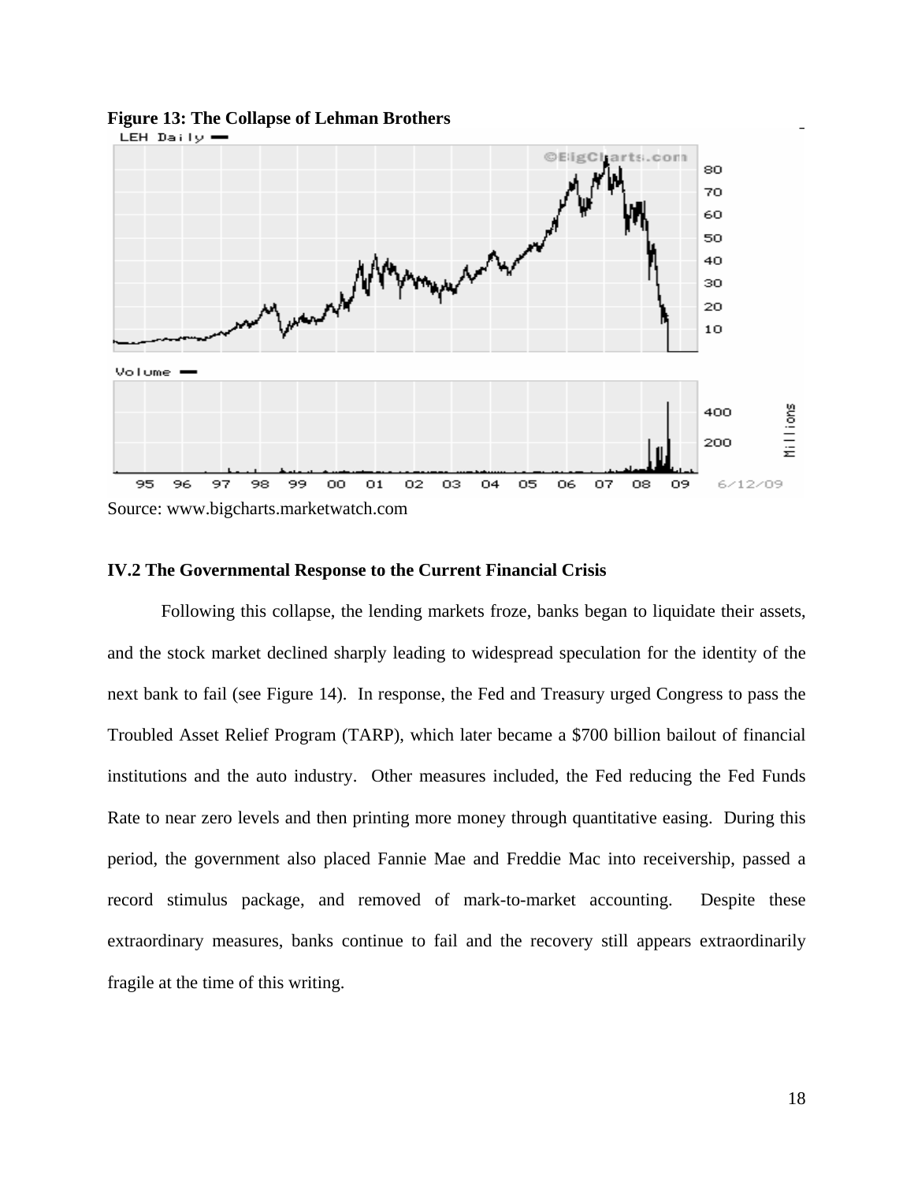**Figure 13: The Collapse of Lehman Brothers**

Source: www.bigcharts.marketwatch.com

### IV.2 The Governmental Response to the Current Financial Crisis

Following this collapse, the lending markets froze, banks began to liquidate their assets, and the stock market declined sharply leading to widespread speculation for the identity of the next bank to fail (see Figure 14). In response, the Fed and Treasury urged Congress to pass the Troubled Asset Relief Program (TARP), which later became a $700 billion bailout of financial institutions and the auto industry. Other measures included, the Fed reducing the Fed Funds Rate to near zero levels and then printing more money through quantitative easing. During this period, the government also placed Fannie Mae and Freddie Mac into receivership, passed a record stimulus package, and removed of mark-to-market accounting. Despite these extraordinary measures, banks continue to fail and the recovery still appears extraordinarily fragile at the time of this writing.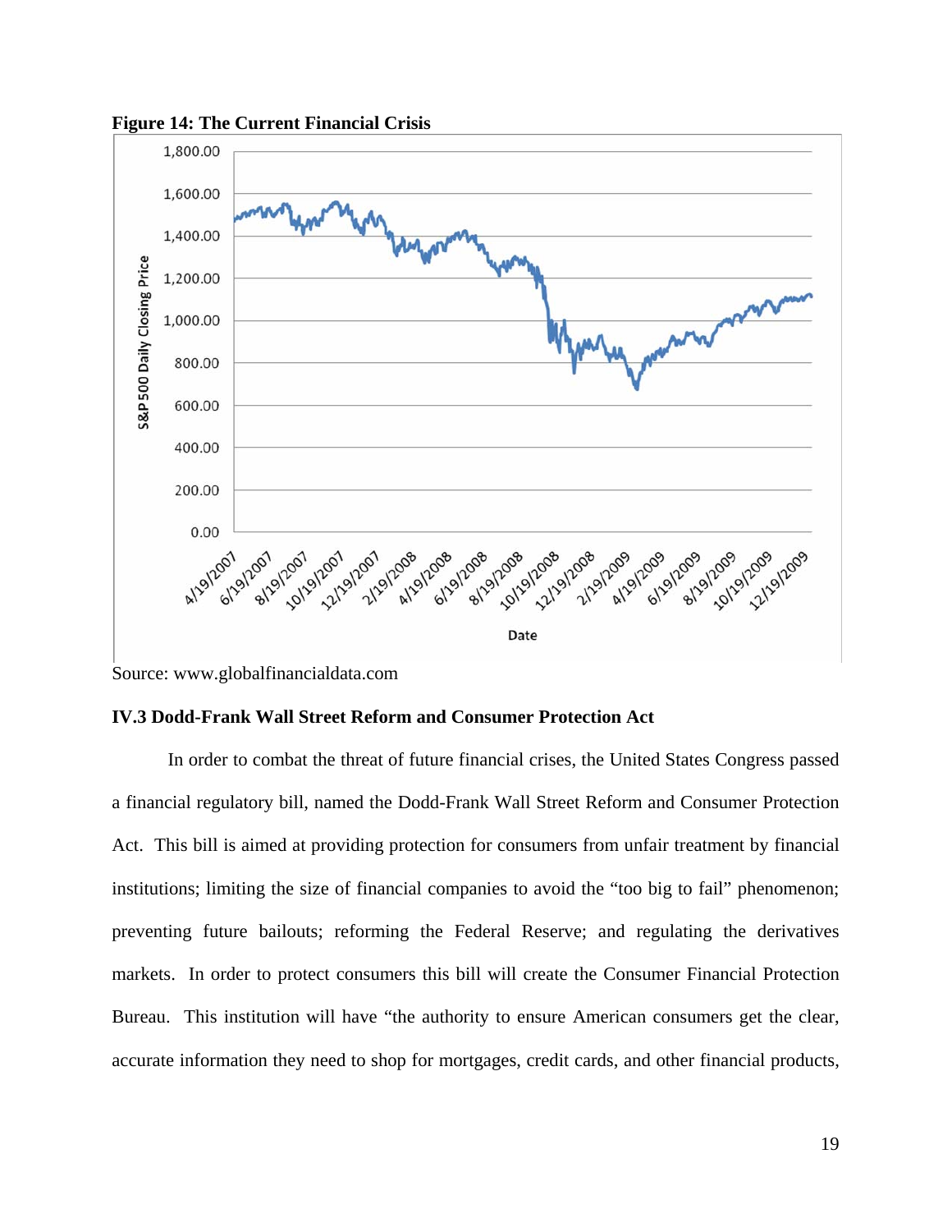**Figure 14: The Current Financial Crisis**

Source: www.globalfinancialdata.com

### IV.3 Dodd-Frank Wall Street Reform and Consumer Protection Act

In order to combat the threat of future financial crises, the United States Congress passed a financial regulatory bill, named the Dodd-Frank Wall Street Reform and Consumer Protection Act. This bill is aimed at providing protection for consumers from unfair treatment by financial institutions; limiting the size of financial companies to avoid the "too big to fail" phenomenon; preventing future bailouts; reforming the Federal Reserve; and regulating the derivatives markets. In order to protect consumers this bill will create the Consumer Financial Protection Bureau. This institution will have "the authority to ensure American consumers get the clear, accurate information they need to shop for mortgages, credit cards, and other financial products,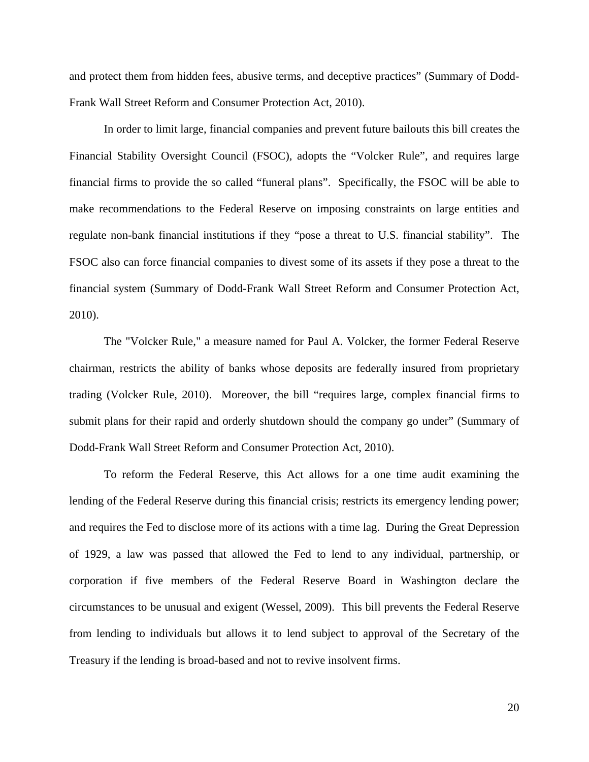and protect them from hidden fees, abusive terms, and deceptive practices" (Summary of Dodd-Frank Wall Street Reform and Consumer Protection Act, 2010).

In order to limit large, financial companies and prevent future bailouts this bill creates the Financial Stability Oversight Council (FSOC), adopts the "Volcker Rule", and requires large financial firms to provide the so called "funeral plans". Specifically, the FSOC will be able to make recommendations to the Federal Reserve on imposing constraints on large entities and regulate non-bank financial institutions if they "pose a threat to U.S. financial stability". The FSOC also can force financial companies to divest some of its assets if they pose a threat to the financial system (Summary of Dodd-Frank Wall Street Reform and Consumer Protection Act, 2010).

The "Volcker Rule," a measure named for Paul A. Volcker, the former Federal Reserve chairman, restricts the ability of banks whose deposits are federally insured from proprietary trading (Volcker Rule, 2010). Moreover, the bill "requires large, complex financial firms to submit plans for their rapid and orderly shutdown should the company go under" (Summary of Dodd-Frank Wall Street Reform and Consumer Protection Act, 2010).

To reform the Federal Reserve, this Act allows for a one time audit examining the lending of the Federal Reserve during this financial crisis; restricts its emergency lending power; and requires the Fed to disclose more of its actions with a time lag. During the Great Depression of 1929, a law was passed that allowed the Fed to lend to any individual, partnership, or corporation if five members of the Federal Reserve Board in Washington declare the circumstances to be unusual and exigent (Wessel, 2009). This bill prevents the Federal Reserve from lending to individuals but allows it to lend subject to approval of the Secretary of the Treasury if the lending is broad-based and not to revive insolvent firms.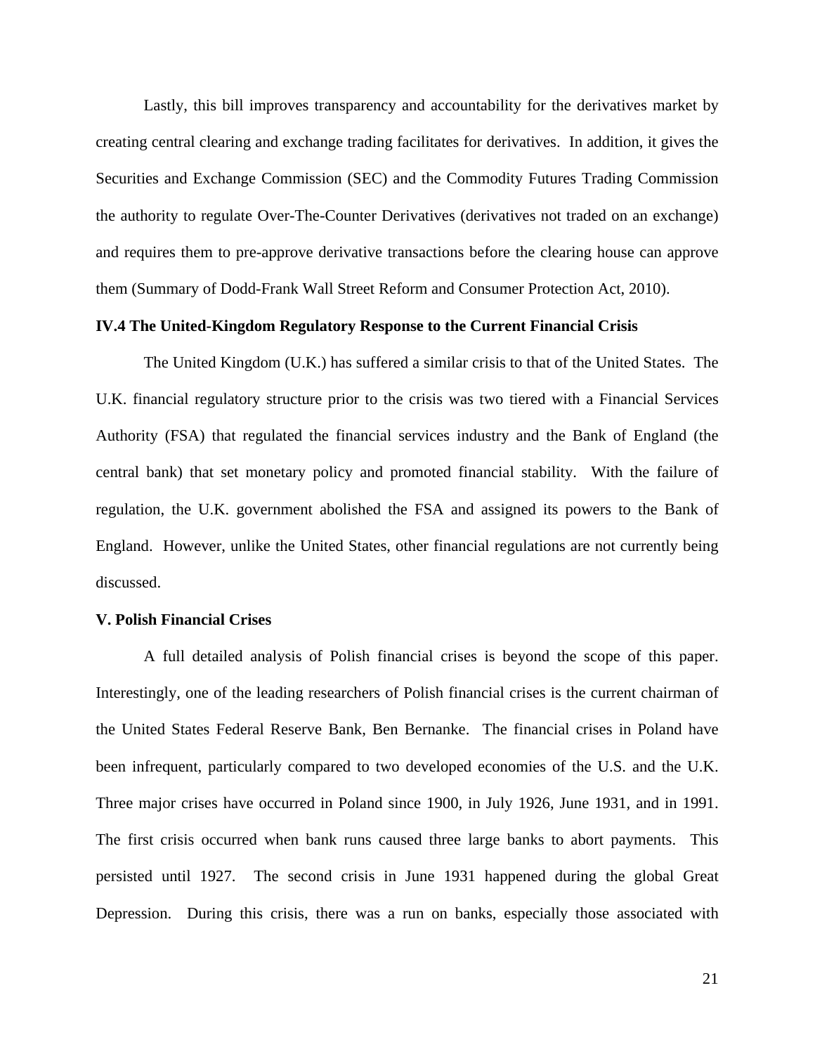Lastly, this bill improves transparency and accountability for the derivatives market by creating central clearing and exchange trading facilitates for derivatives. In addition, it gives the Securities and Exchange Commission (SEC) and the Commodity Futures Trading Commission the authority to regulate Over-The-Counter Derivatives (derivatives not traded on an exchange) and requires them to pre-approve derivative transactions before the clearing house can approve them (Summary of Dodd-Frank Wall Street Reform and Consumer Protection Act, 2010).

### IV.4 The United-Kingdom Regulatory Response to the Current Financial Crisis

The United Kingdom (U.K.) has suffered a similar crisis to that of the United States. The U.K. financial regulatory structure prior to the crisis was two tiered with a Financial Services Authority (FSA) that regulated the financial services industry and the Bank of England (the central bank) that set monetary policy and promoted financial stability. With the failure of regulation, the U.K. government abolished the FSA and assigned its powers to the Bank of England. However, unlike the United States, other financial regulations are not currently being discussed.

## V. Polish Financial Crises

A full detailed analysis of Polish financial crises is beyond the scope of this paper. Interestingly, one of the leading researchers of Polish financial crises is the current chairman of the United States Federal Reserve Bank, Ben Bernanke. The financial crises in Poland have been infrequent, particularly compared to two developed economies of the U.S. and the U.K. Three major crises have occurred in Poland since 1900, in July 1926, June 1931, and in 1991. The first crisis occurred when bank runs caused three large banks to abort payments. This persisted until 1927. The second crisis in June 1931 happened during the global Great Depression. During this crisis, there was a run on banks, especially those associated with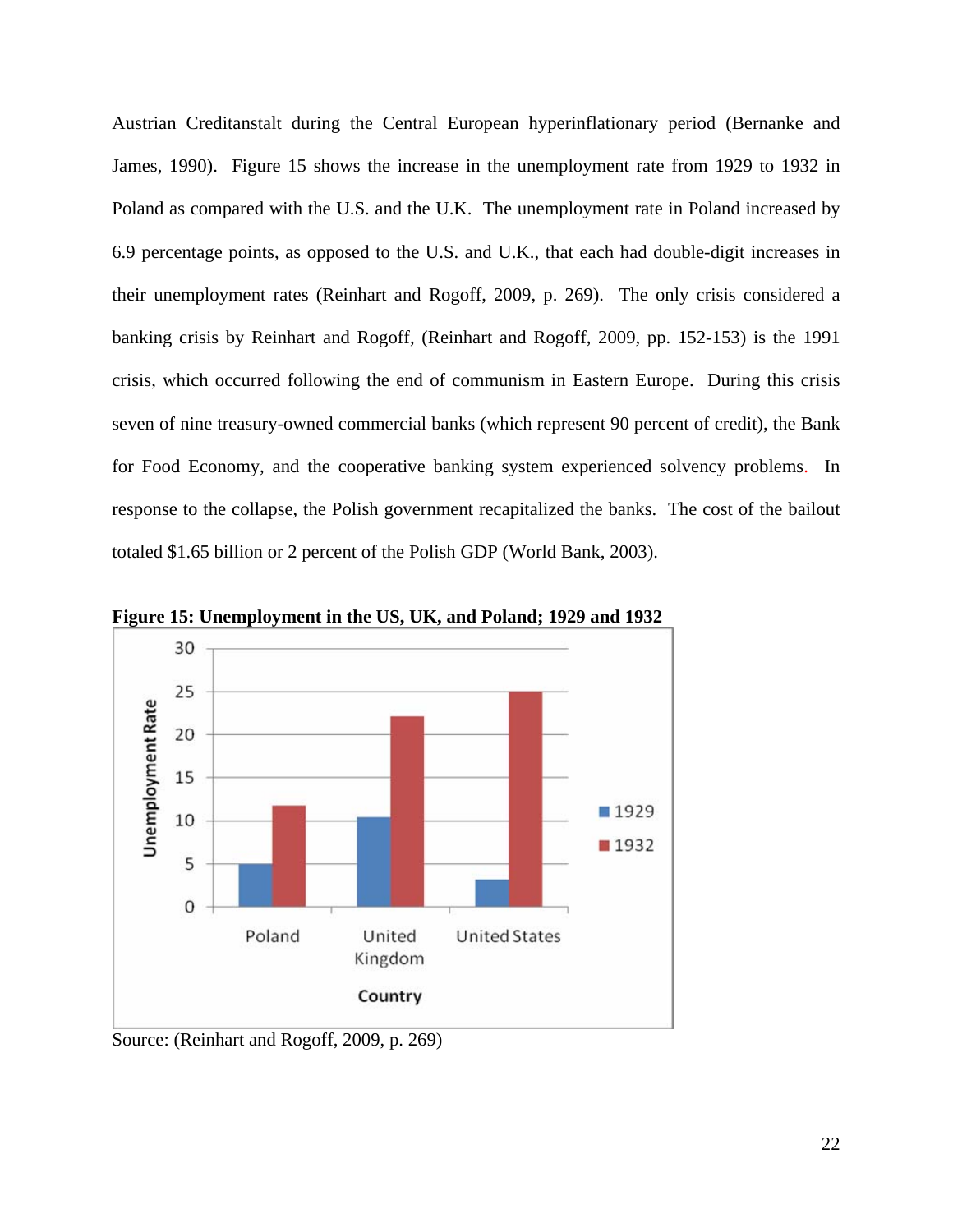Austrian Creditanstalt during the Central European hyperinflationary period (Bernanke and James, 1990). Figure 15 shows the increase in the unemployment rate from 1929 to 1932 in Poland as compared with the U.S. and the U.K. The unemployment rate in Poland increased by 6.9 percentage points, as opposed to the U.S. and U.K., that each had double-digit increases in their unemployment rates (Reinhart and Rogoff, 2009, p. 269). The only crisis considered a banking crisis by Reinhart and Rogoff, (Reinhart and Rogoff, 2009, pp. 152-153) is the 1991 crisis, which occurred following the end of communism in Eastern Europe. During this crisis seven of nine treasury-owned commercial banks (which represent 90 percent of credit), the Bank for Food Economy, and the cooperative banking system experienced solvency problems. In response to the collapse, the Polish government recapitalized the banks. The cost of the bailout totaled $1.65 billion or 2 percent of the Polish GDP (World Bank, 2003).

**Figure 15: Unemployment in the US, UK, and Poland; 1929 and 1932**

Source: (Reinhart and Rogoff, 2009, p. 269)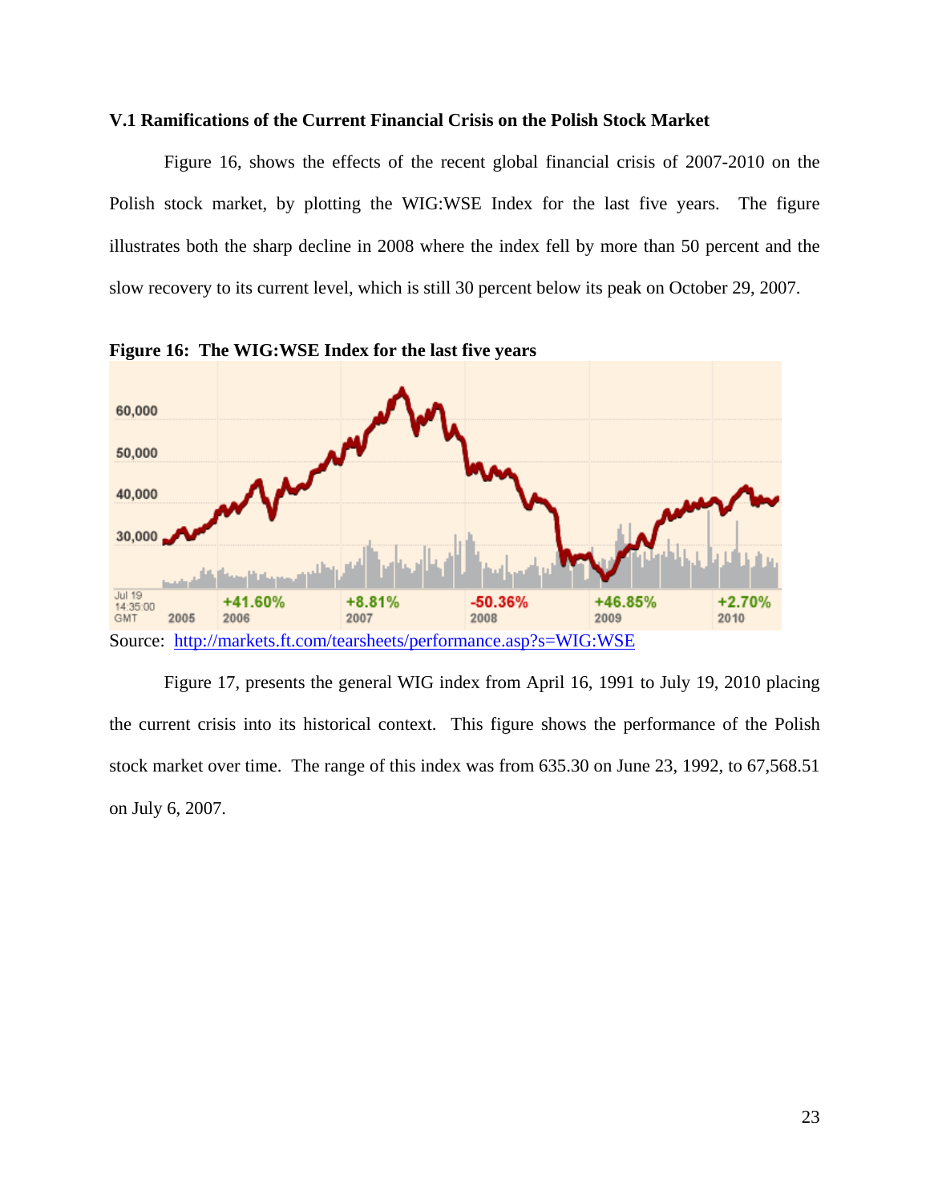### V.1 Ramifications of the Current Financial Crisis on the Polish Stock Market

Figure 16, shows the effects of the recent global financial crisis of 2007-2010 on the Polish stock market, by plotting the WIG:WSE Index for the last five years. The figure illustrates both the sharp decline in 2008 where the index fell by more than 50 percent and the slow recovery to its current level, which is still 30 percent below its peak on October 29, 2007.

**Figure 16: The WIG:WSE Index for the last five years**

Source: http://markets.ft.com/tearsheets/performance.asp?s=WIG:WSE

Figure 17, presents the general WIG index from April 16, 1991 to July 19, 2010 placing the current crisis into its historical context. This figure shows the performance of the Polish stock market over time. The range of this index was from 635.30 on June 23, 1992, to 67,568.51 on July 6, 2007.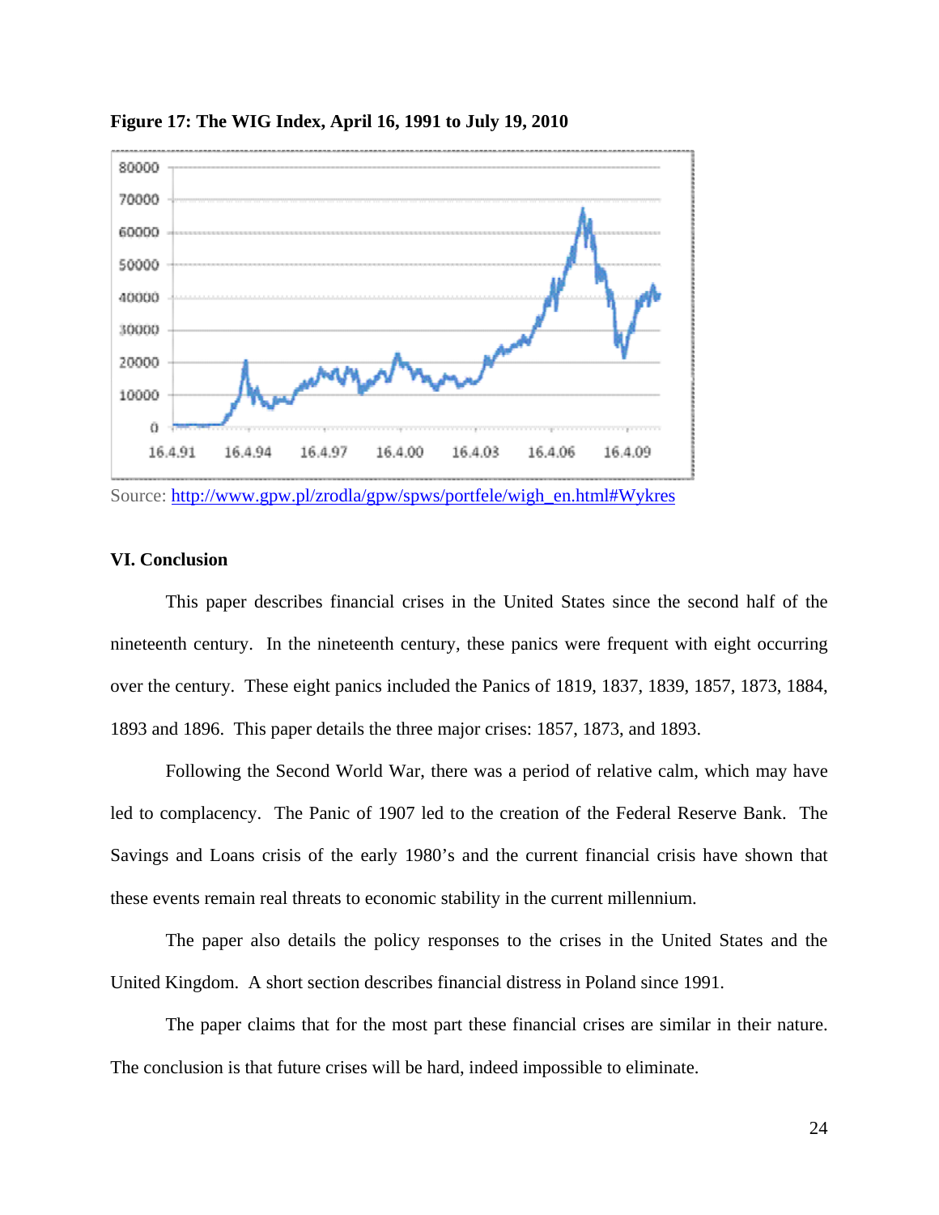**Figure 17: The WIG Index, April 16, 1991 to July 19, 2010**

Source: http://www.gpw.pl/zrodla/gpw/spws/portfele/wigh_en.html#Wykres

## VI. Conclusion

This paper describes financial crises in the United States since the second half of the nineteenth century. In the nineteenth century, these panics were frequent with eight occurring over the century. These eight panics included the Panics of 1819, 1837, 1839, 1857, 1873, 1884, 1893 and 1896. This paper details the three major crises: 1857, 1873, and 1893.

Following the Second World War, there was a period of relative calm, which may have led to complacency. The Panic of 1907 led to the creation of the Federal Reserve Bank. The Savings and Loans crisis of the early 1980's and the current financial crisis have shown that these events remain real threats to economic stability in the current millennium.

The paper also details the policy responses to the crises in the United States and the United Kingdom. A short section describes financial distress in Poland since 1991.

The paper claims that for the most part these financial crises are similar in their nature. The conclusion is that future crises will be hard, indeed impossible to eliminate.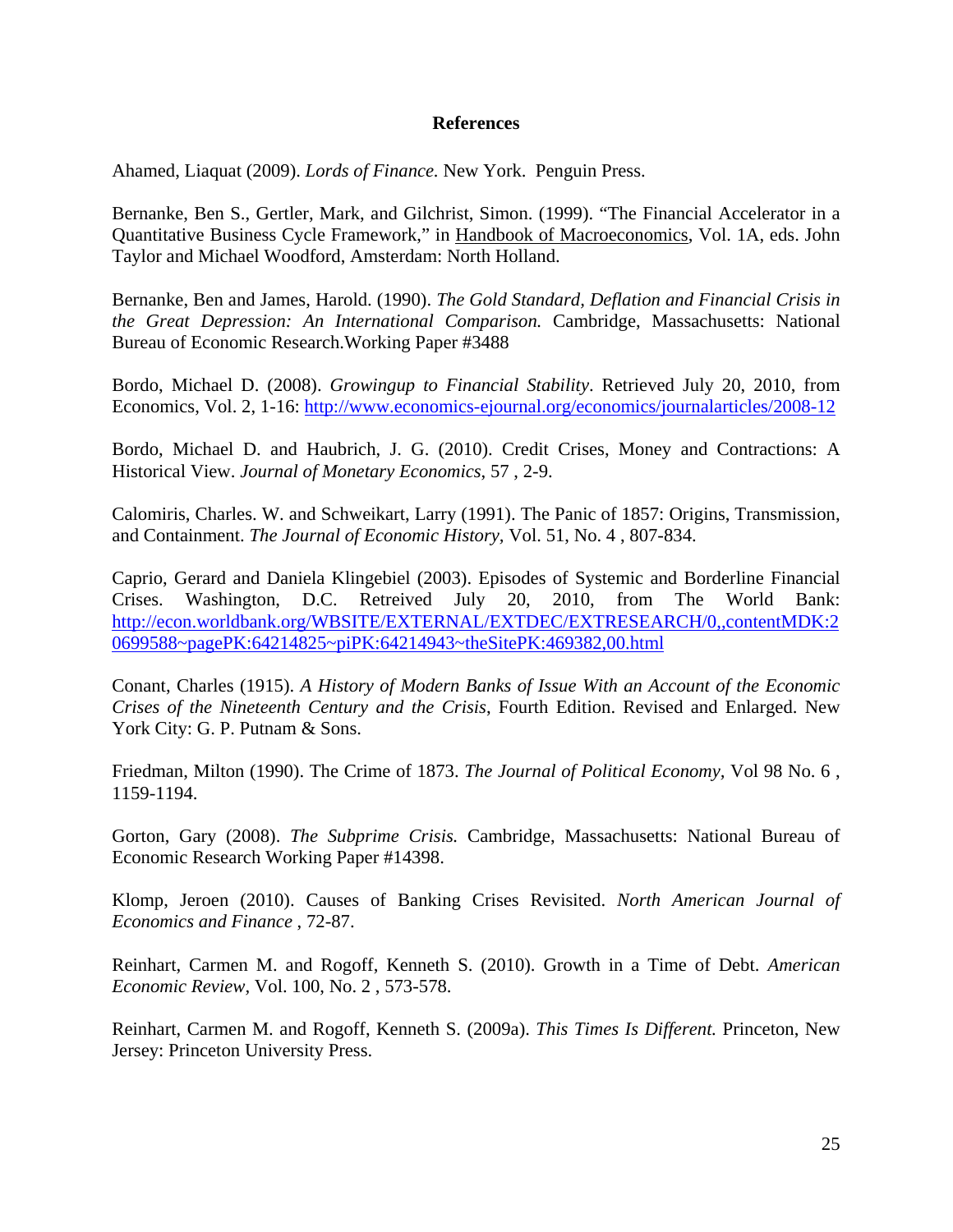## References

Ahamed, Liaquat (2009). *Lords of Finance.* New York. Penguin Press.

Bernanke, Ben S., Gertler, Mark, and Gilchrist, Simon. (1999). "The Financial Accelerator in a Quantitative Business Cycle Framework," in Handbook of Macroeconomics, Vol. 1A, eds. John Taylor and Michael Woodford, Amsterdam: North Holland.

Bernanke, Ben and James, Harold. (1990). *The Gold Standard, Deflation and Financial Crisis in the Great Depression: An International Comparison.* Cambridge, Massachusetts: National Bureau of Economic Research.Working Paper #3488

Bordo, Michael D. (2008). *Growingup to Financial Stability*. Retrieved July 20, 2010, from Economics, Vol. 2, 1-16: http://www.economics-ejournal.org/economics/journalarticles/2008-12

Bordo, Michael D. and Haubrich, J. G. (2010). Credit Crises, Money and Contractions: A Historical View. *Journal of Monetary Economics*, 57 , 2-9.

Calomiris, Charles. W. and Schweikart, Larry (1991). The Panic of 1857: Origins, Transmission, and Containment. *The Journal of Economic History,* Vol. 51, No. 4 , 807-834.

Caprio, Gerard and Daniela Klingebiel (2003). Episodes of Systemic and Borderline Financial Crises. Washington, D.C. Retreived July 20, 2010, from The World Bank: http://econ.worldbank.org/WBSITE/EXTERNAL/EXTDEC/EXTRESEARCH/0,,contentMDK:20699588~pagePK:64214825~piPK:64214943~theSitePK:469382,00.html

Conant, Charles (1915). *A History of Modern Banks of Issue With an Account of the Economic Crises of the Nineteenth Century and the Crisis*, Fourth Edition. Revised and Enlarged. New York City: G. P. Putnam & Sons.

Friedman, Milton (1990). The Crime of 1873. *The Journal of Political Economy,* Vol 98 No. 6 , 1159-1194.

Gorton, Gary (2008). *The Subprime Crisis.* Cambridge, Massachusetts: National Bureau of Economic Research Working Paper #14398.

Klomp, Jeroen (2010). Causes of Banking Crises Revisited. *North American Journal of Economics and Finance* , 72-87.

Reinhart, Carmen M. and Rogoff, Kenneth S. (2010). Growth in a Time of Debt. *American Economic Review,* Vol. 100, No. 2 , 573-578.

Reinhart, Carmen M. and Rogoff, Kenneth S. (2009a). *This Times Is Different.* Princeton, New Jersey: Princeton University Press.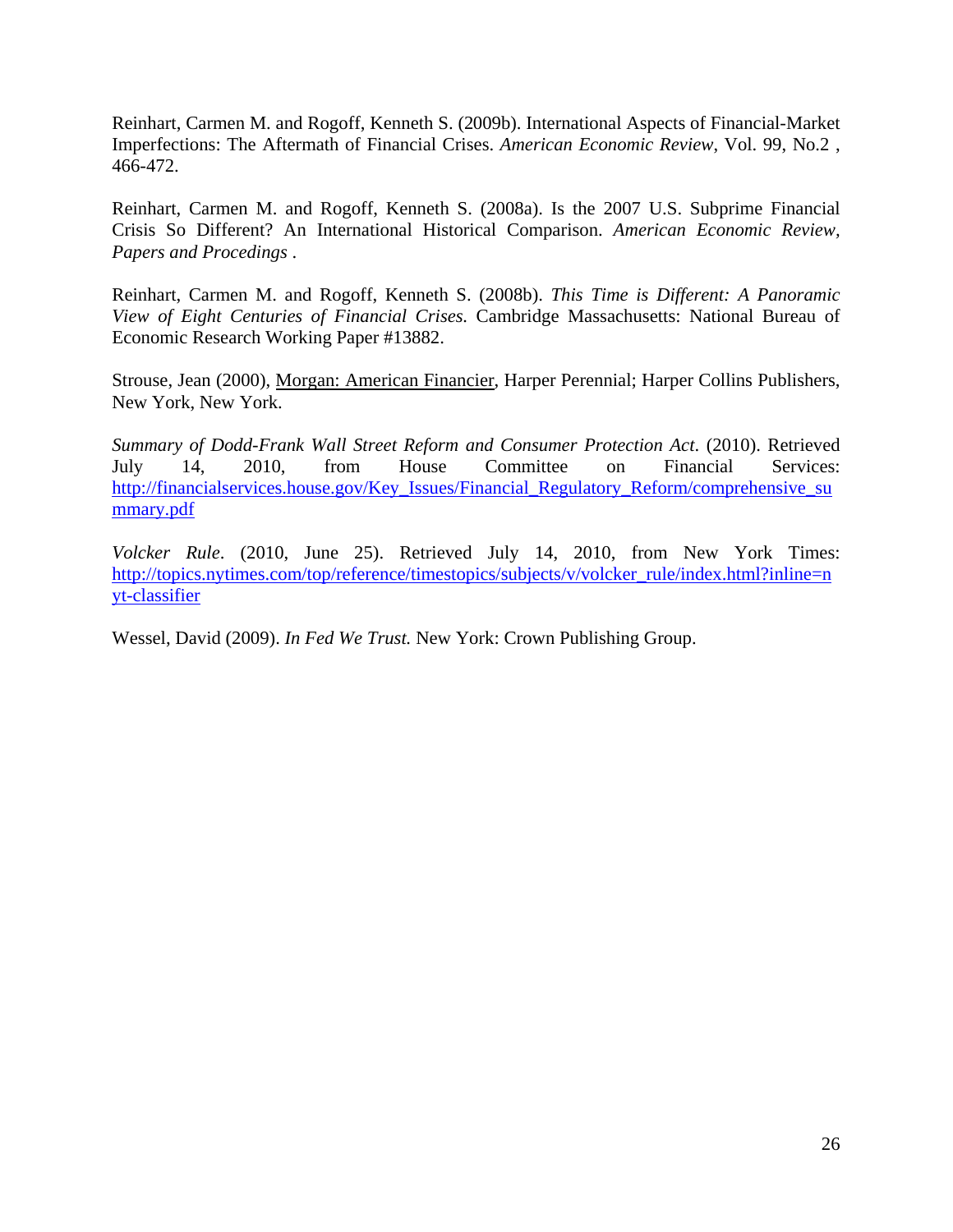Reinhart, Carmen M. and Rogoff, Kenneth S. (2009b). International Aspects of Financial-Market Imperfections: The Aftermath of Financial Crises. *American Economic Review*, Vol. 99, No.2 , 466-472.

Reinhart, Carmen M. and Rogoff, Kenneth S. (2008a). Is the 2007 U.S. Subprime Financial Crisis So Different? An International Historical Comparison. *American Economic Review, Papers and Procedings* .

Reinhart, Carmen M. and Rogoff, Kenneth S. (2008b). *This Time is Different: A Panoramic View of Eight Centuries of Financial Crises.* Cambridge Massachusetts: National Bureau of Economic Research Working Paper #13882.

Strouse, Jean (2000), Morgan: American Financier, Harper Perennial; Harper Collins Publishers, New York, New York.

*Summary of Dodd-Frank Wall Street Reform and Consumer Protection Act*. (2010). Retrieved July 14, 2010, from House Committee on Financial Services: http://financialservices.house.gov/Key_Issues/Financial_Regulatory_Reform/comprehensive_summary.pdf

*Volcker Rule*. (2010, June 25). Retrieved July 14, 2010, from New York Times: http://topics.nytimes.com/top/reference/timestopics/subjects/v/volcker_rule/index.html?inline=nyt-classifier

Wessel, David (2009). *In Fed We Trust.* New York: Crown Publishing Group.